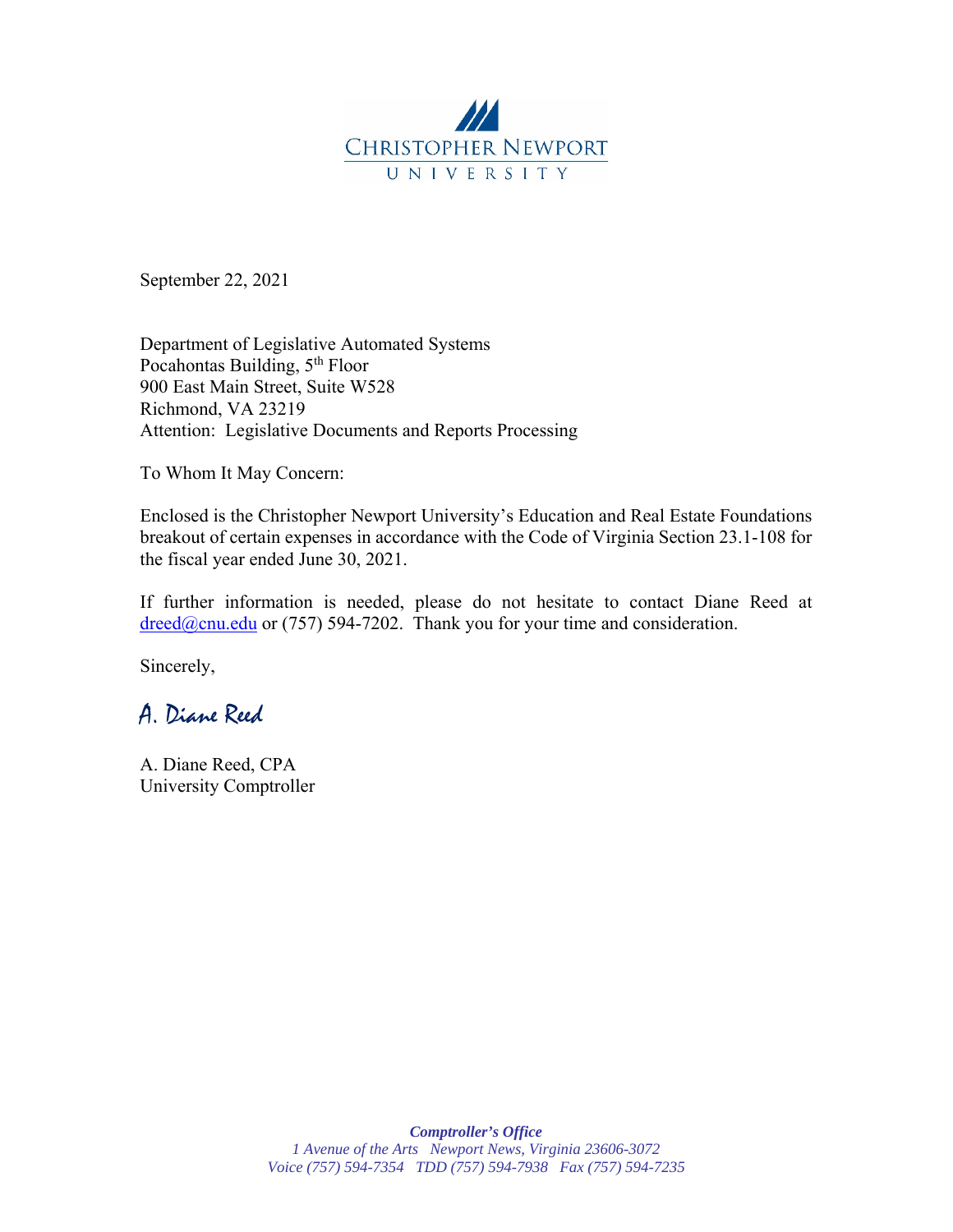CHRISTOPHER NEWPORT
UNIVERSITY

September 22, 2021

Department of Legislative Automated Systems
Pocahontas Building, 5th Floor
900 East Main Street, Suite W528
Richmond, VA 23219
Attention: Legislative Documents and Reports Processing

To Whom It May Concern:

Enclosed is the Christopher Newport University's Education and Real Estate Foundations breakout of certain expenses in accordance with the Code of Virginia Section 23.1-108 for the fiscal year ended June 30, 2021.

If further information is needed, please do not hesitate to contact Diane Reed at dreed@cnu.edu or (757) 594-7202. Thank you for your time and consideration.

Sincerely,

*A. Diane Reed*

A. Diane Reed, CPA
University Comptroller

***Comptroller's Office***
*1 Avenue of the Arts Newport News, Virginia 23606-3072*
*Voice (757) 594-7354 TDD (757) 594-7938 Fax (757) 594-7235*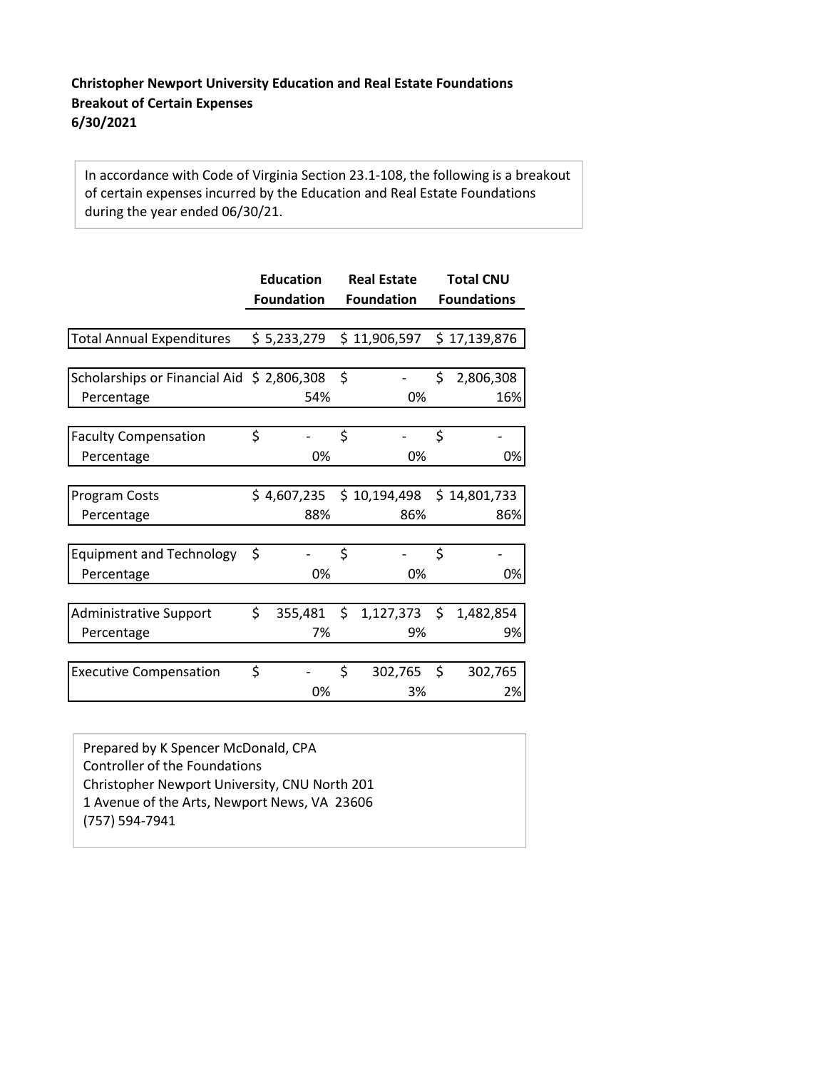**Christopher Newport University Education and Real Estate Foundations**
**Breakout of Certain Expenses**
**6/30/2021**

In accordance with Code of Virginia Section 23.1-108, the following is a breakout of certain expenses incurred by the Education and Real Estate Foundations during the year ended 06/30/21.

| | Education Foundation | Real Estate Foundation | Total CNU Foundations |
|---|---|---|---|
| Total Annual Expenditures | $ 5,233,279 | $ 11,906,597 | $ 17,139,876 |
| Scholarships or Financial Aid | $ 2,806,308 | $ - | $ 2,806,308 |
| Percentage | 54% | 0% | 16% |
| Faculty Compensation | $ - | $ - | $ - |
| Percentage | 0% | 0% | 0% |
| Program Costs | $ 4,607,235 | $ 10,194,498 | $ 14,801,733 |
| Percentage | 88% | 86% | 86% |
| Equipment and Technology | $ - | $ - | $ - |
| Percentage | 0% | 0% | 0% |
| Administrative Support | $ 355,481 | $ 1,127,373 | $ 1,482,854 |
| Percentage | 7% | 9% | 9% |
| Executive Compensation | $ - | $ 302,765 | $ 302,765 |
| | 0% | 3% | 2% |

Prepared by K Spencer McDonald, CPA
Controller of the Foundations
Christopher Newport University, CNU North 201
1 Avenue of the Arts, Newport News, VA 23606
(757) 594-7941